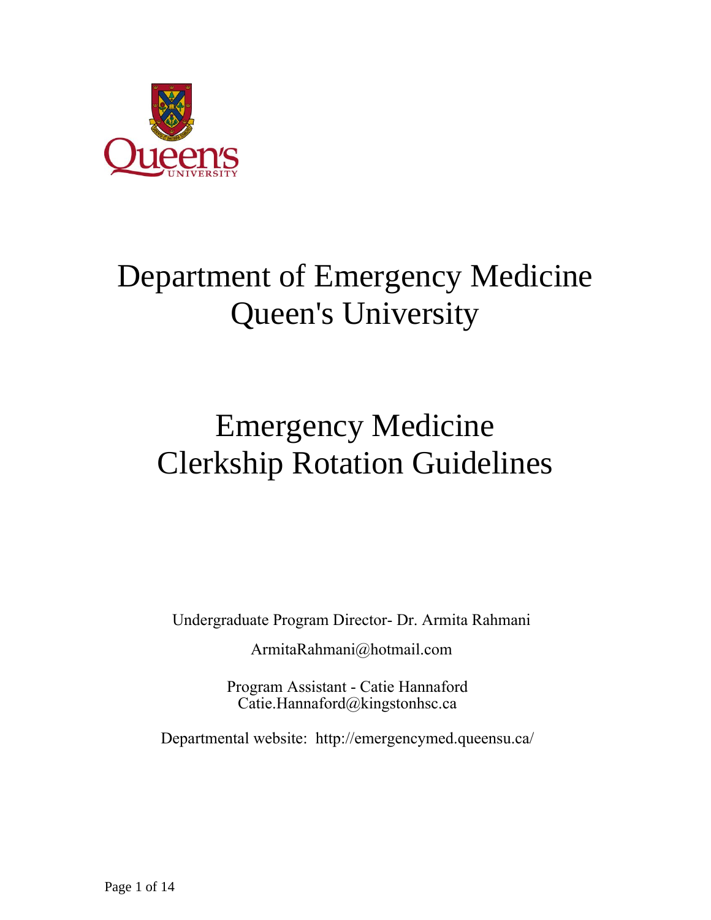# Department of Emergency Medicine
# Queen's University

# Emergency Medicine
# Clerkship Rotation Guidelines

Undergraduate Program Director- Dr. Armita Rahmani

ArmitaRahmani@hotmail.com

Program Assistant - Catie Hannaford
Catie.Hannaford@kingstonhsc.ca

Departmental website: http://emergencymed.queensu.ca/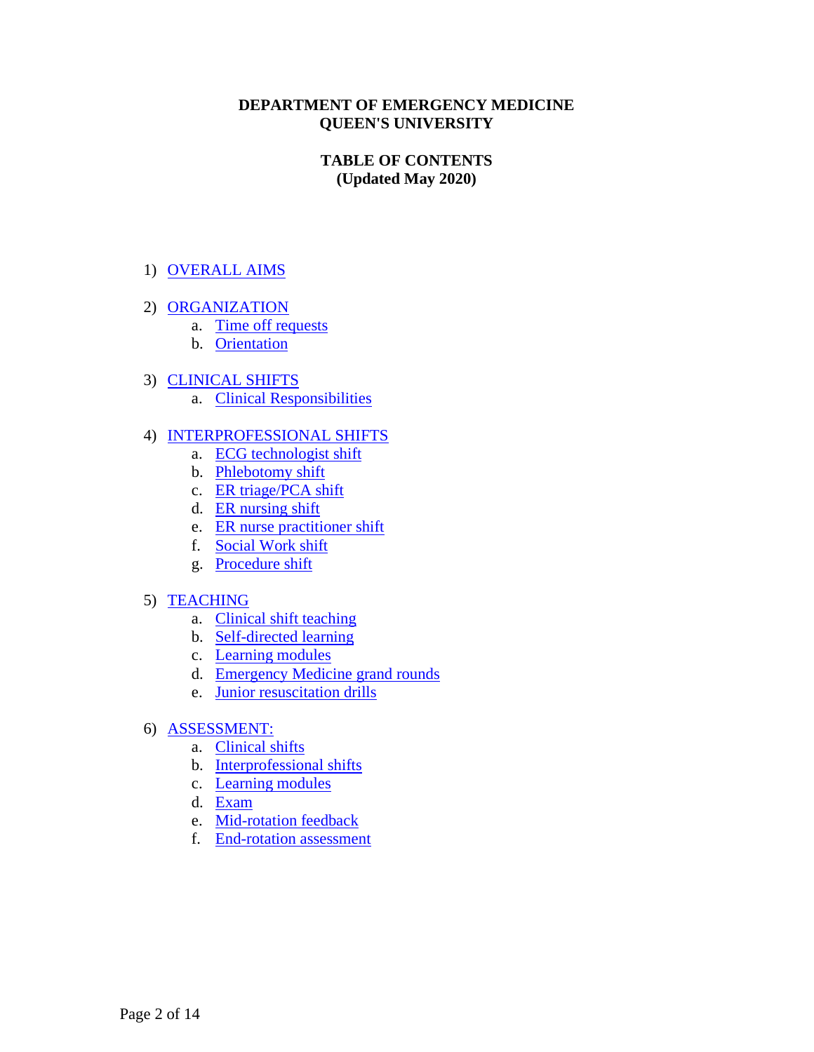**DEPARTMENT OF EMERGENCY MEDICINE**
**QUEEN'S UNIVERSITY**

# TABLE OF CONTENTS
**(Updated May 2020)**

1) OVERALL AIMS

2) ORGANIZATION
   a. Time off requests
   b. Orientation

3) CLINICAL SHIFTS
   a. Clinical Responsibilities

4) INTERPROFESSIONAL SHIFTS
   a. ECG technologist shift
   b. Phlebotomy shift
   c. ER triage/PCA shift
   d. ER nursing shift
   e. ER nurse practitioner shift
   f. Social Work shift
   g. Procedure shift

5) TEACHING
   a. Clinical shift teaching
   b. Self-directed learning
   c. Learning modules
   d. Emergency Medicine grand rounds
   e. Junior resuscitation drills

6) ASSESSMENT:
   a. Clinical shifts
   b. Interprofessional shifts
   c. Learning modules
   d. Exam
   e. Mid-rotation feedback
   f. End-rotation assessment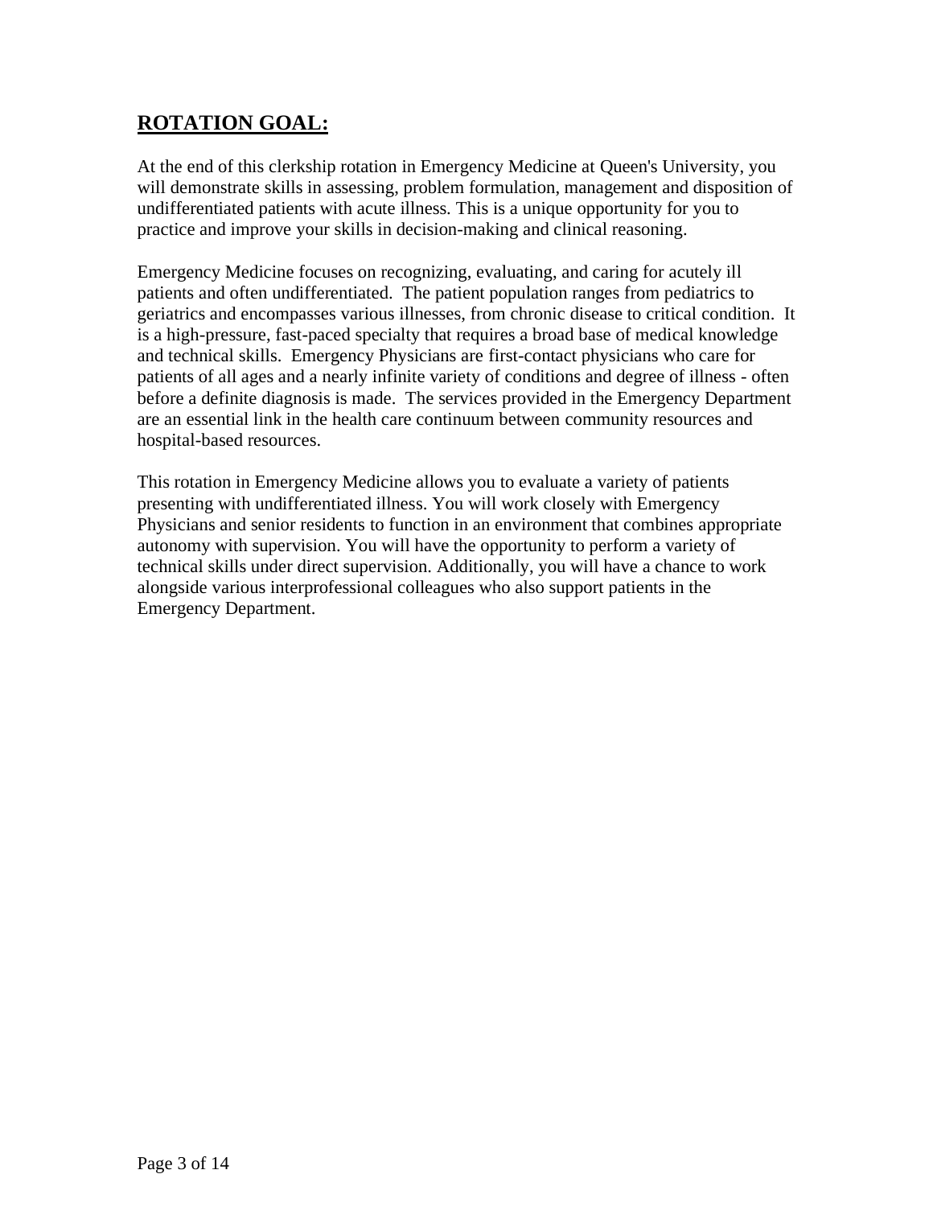## **ROTATION GOAL:**

At the end of this clerkship rotation in Emergency Medicine at Queen's University, you will demonstrate skills in assessing, problem formulation, management and disposition of undifferentiated patients with acute illness. This is a unique opportunity for you to practice and improve your skills in decision-making and clinical reasoning.

Emergency Medicine focuses on recognizing, evaluating, and caring for acutely ill patients and often undifferentiated. The patient population ranges from pediatrics to geriatrics and encompasses various illnesses, from chronic disease to critical condition. It is a high-pressure, fast-paced specialty that requires a broad base of medical knowledge and technical skills. Emergency Physicians are first-contact physicians who care for patients of all ages and a nearly infinite variety of conditions and degree of illness - often before a definite diagnosis is made. The services provided in the Emergency Department are an essential link in the health care continuum between community resources and hospital-based resources.

This rotation in Emergency Medicine allows you to evaluate a variety of patients presenting with undifferentiated illness. You will work closely with Emergency Physicians and senior residents to function in an environment that combines appropriate autonomy with supervision. You will have the opportunity to perform a variety of technical skills under direct supervision. Additionally, you will have a chance to work alongside various interprofessional colleagues who also support patients in the Emergency Department.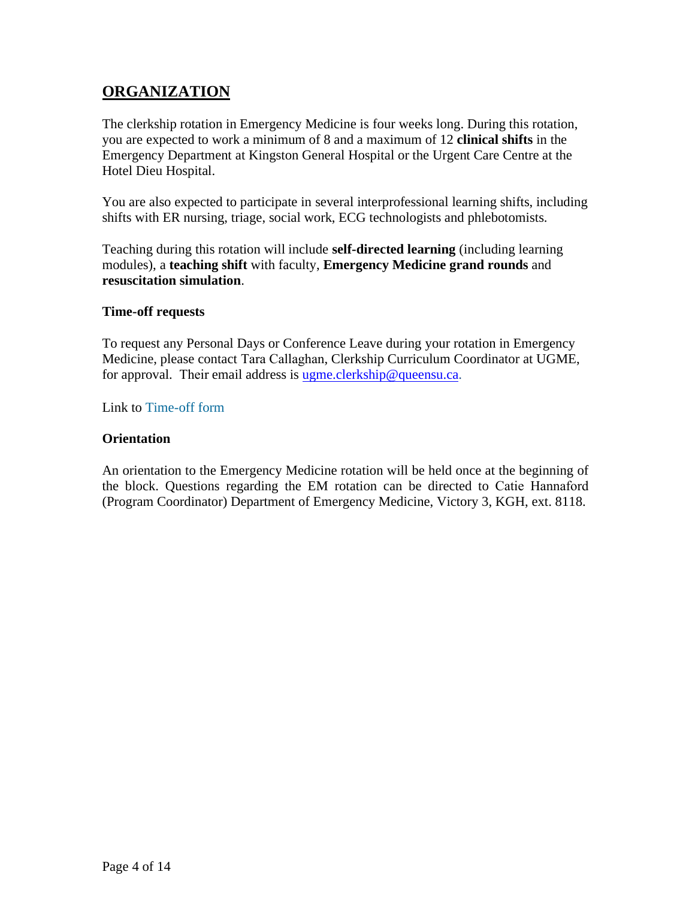## ORGANIZATION

The clerkship rotation in Emergency Medicine is four weeks long. During this rotation, you are expected to work a minimum of 8 and a maximum of 12 **clinical shifts** in the Emergency Department at Kingston General Hospital or the Urgent Care Centre at the Hotel Dieu Hospital.

You are also expected to participate in several interprofessional learning shifts, including shifts with ER nursing, triage, social work, ECG technologists and phlebotomists.

Teaching during this rotation will include **self-directed learning** (including learning modules), a **teaching shift** with faculty, **Emergency Medicine grand rounds** and **resuscitation simulation**.

### Time-off requests

To request any Personal Days or Conference Leave during your rotation in Emergency Medicine, please contact Tara Callaghan, Clerkship Curriculum Coordinator at UGME, for approval. Their email address is ugme.clerkship@queensu.ca.

Link to Time-off form

### Orientation

An orientation to the Emergency Medicine rotation will be held once at the beginning of the block. Questions regarding the EM rotation can be directed to Catie Hannaford (Program Coordinator) Department of Emergency Medicine, Victory 3, KGH, ext. 8118.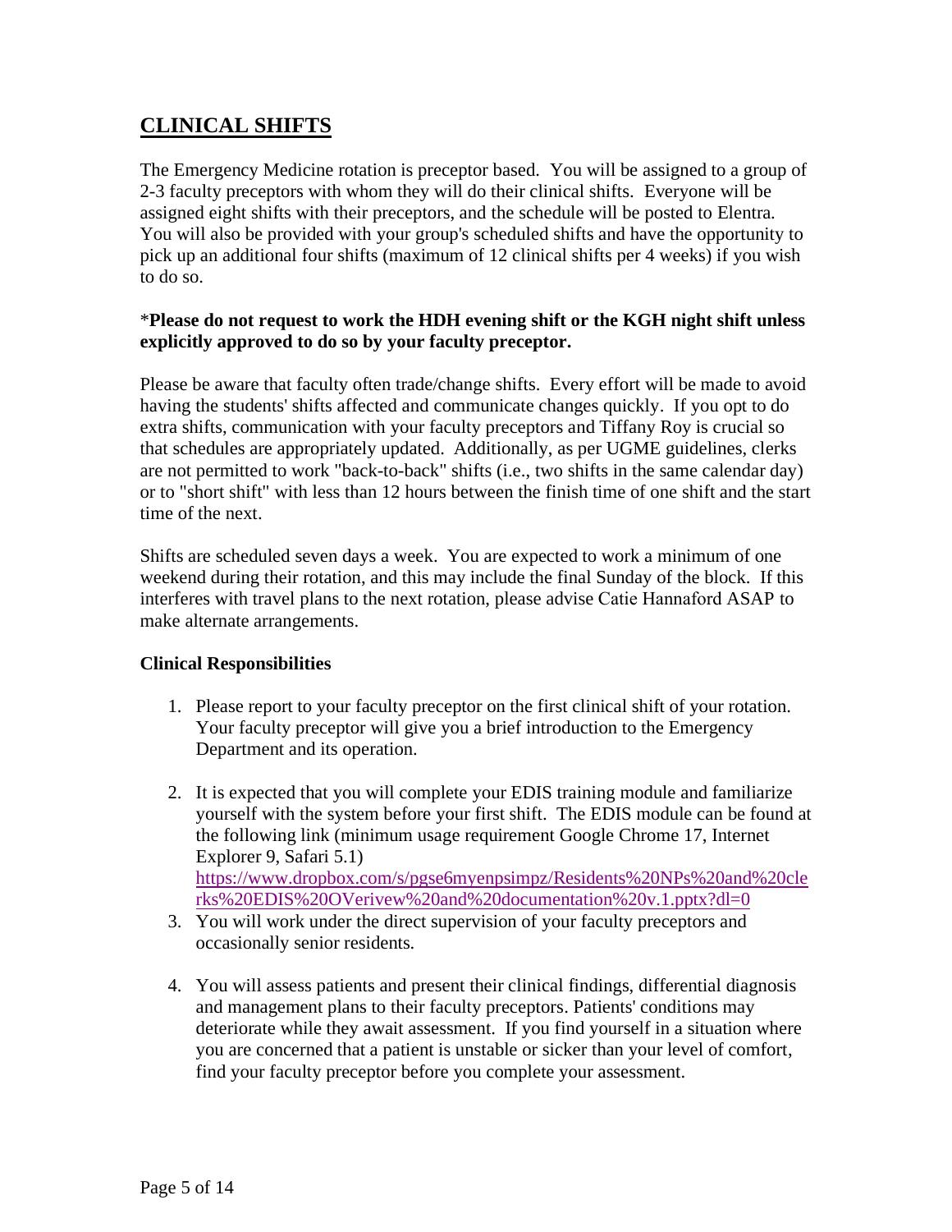## **CLINICAL SHIFTS**

The Emergency Medicine rotation is preceptor based. You will be assigned to a group of 2-3 faculty preceptors with whom they will do their clinical shifts. Everyone will be assigned eight shifts with their preceptors, and the schedule will be posted to Elentra. You will also be provided with your group's scheduled shifts and have the opportunity to pick up an additional four shifts (maximum of 12 clinical shifts per 4 weeks) if you wish to do so.

*__Please do not request to work the HDH evening shift or the KGH night shift unless explicitly approved to do so by your faculty preceptor.__

Please be aware that faculty often trade/change shifts. Every effort will be made to avoid having the students' shifts affected and communicate changes quickly. If you opt to do extra shifts, communication with your faculty preceptors and Tiffany Roy is crucial so that schedules are appropriately updated. Additionally, as per UGME guidelines, clerks are not permitted to work "back-to-back" shifts (i.e., two shifts in the same calendar day) or to "short shift" with less than 12 hours between the finish time of one shift and the start time of the next.

Shifts are scheduled seven days a week. You are expected to work a minimum of one weekend during their rotation, and this may include the final Sunday of the block. If this interferes with travel plans to the next rotation, please advise Catie Hannaford ASAP to make alternate arrangements.

### **Clinical Responsibilities**

1. Please report to your faculty preceptor on the first clinical shift of your rotation. Your faculty preceptor will give you a brief introduction to the Emergency Department and its operation.

2. It is expected that you will complete your EDIS training module and familiarize yourself with the system before your first shift. The EDIS module can be found at the following link (minimum usage requirement Google Chrome 17, Internet Explorer 9, Safari 5.1) https://www.dropbox.com/s/pgse6myenpsimpz/Residents%20NPs%20and%20clerks%20EDIS%20OVerivew%20and%20documentation%20v.1.pptx?dl=0
3. You will work under the direct supervision of your faculty preceptors and occasionally senior residents.

4. You will assess patients and present their clinical findings, differential diagnosis and management plans to their faculty preceptors. Patients' conditions may deteriorate while they await assessment. If you find yourself in a situation where you are concerned that a patient is unstable or sicker than your level of comfort, find your faculty preceptor before you complete your assessment.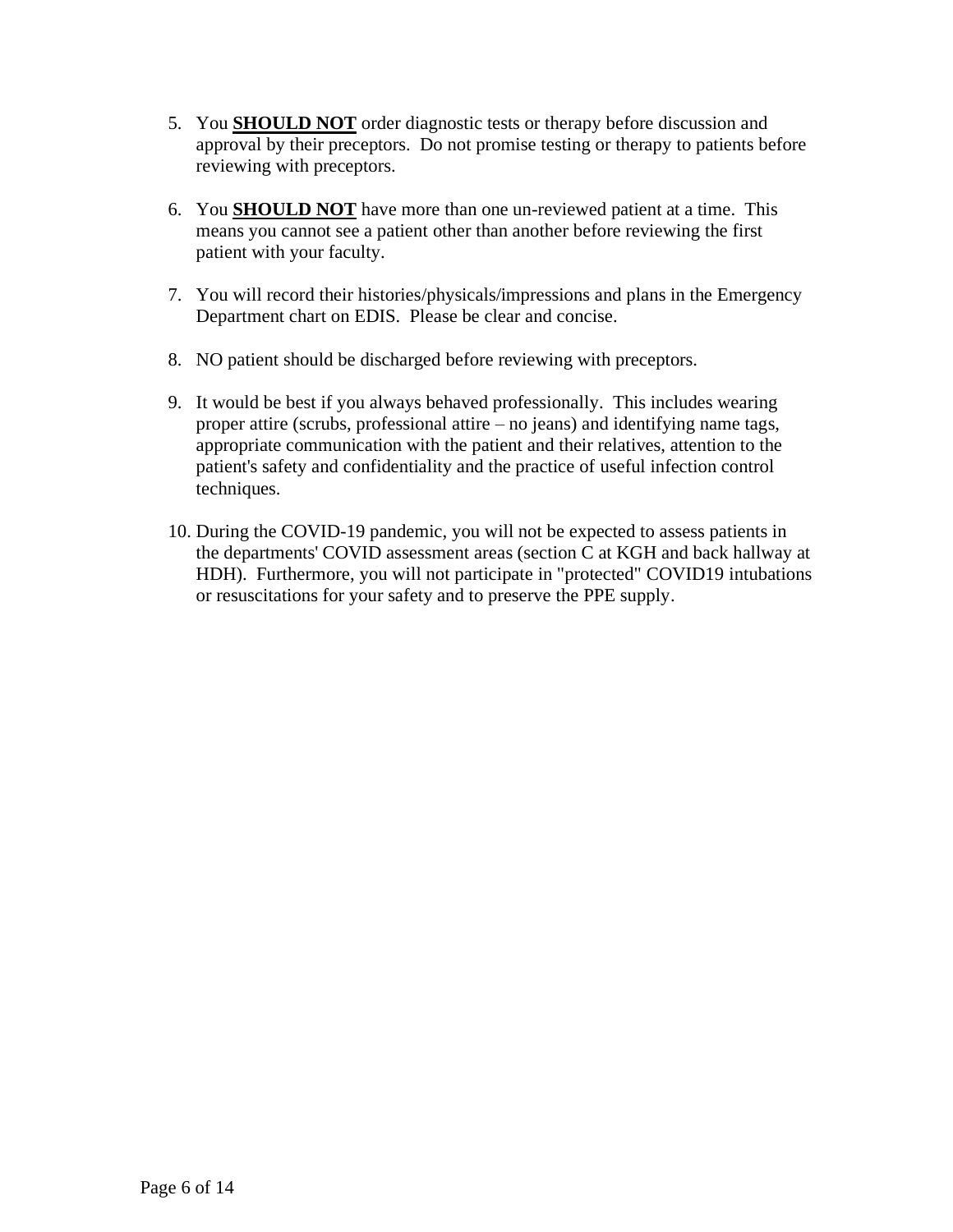5. You **SHOULD NOT** order diagnostic tests or therapy before discussion and approval by their preceptors. Do not promise testing or therapy to patients before reviewing with preceptors.

6. You **SHOULD NOT** have more than one un-reviewed patient at a time. This means you cannot see a patient other than another before reviewing the first patient with your faculty.

7. You will record their histories/physicals/impressions and plans in the Emergency Department chart on EDIS. Please be clear and concise.

8. NO patient should be discharged before reviewing with preceptors.

9. It would be best if you always behaved professionally. This includes wearing proper attire (scrubs, professional attire – no jeans) and identifying name tags, appropriate communication with the patient and their relatives, attention to the patient's safety and confidentiality and the practice of useful infection control techniques.

10. During the COVID-19 pandemic, you will not be expected to assess patients in the departments' COVID assessment areas (section C at KGH and back hallway at HDH). Furthermore, you will not participate in "protected" COVID19 intubations or resuscitations for your safety and to preserve the PPE supply.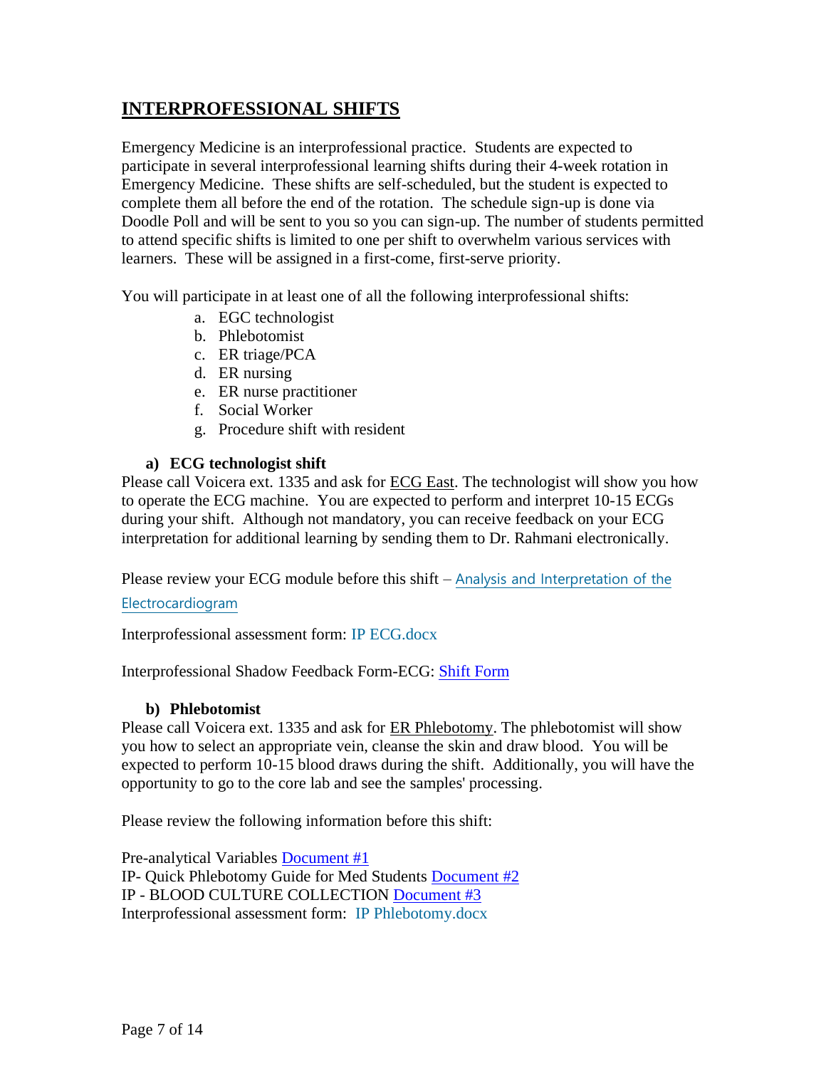## INTERPROFESSIONAL SHIFTS

Emergency Medicine is an interprofessional practice. Students are expected to participate in several interprofessional learning shifts during their 4-week rotation in Emergency Medicine. These shifts are self-scheduled, but the student is expected to complete them all before the end of the rotation. The schedule sign-up is done via Doodle Poll and will be sent to you so you can sign-up. The number of students permitted to attend specific shifts is limited to one per shift to overwhelm various services with learners. These will be assigned in a first-come, first-serve priority.

You will participate in at least one of all the following interprofessional shifts:

a. EGC technologist
b. Phlebotomist
c. ER triage/PCA
d. ER nursing
e. ER nurse practitioner
f. Social Worker
g. Procedure shift with resident

### a) ECG technologist shift

Please call Voicera ext. 1335 and ask for ECG East. The technologist will show you how to operate the ECG machine. You are expected to perform and interpret 10-15 ECGs during your shift. Although not mandatory, you can receive feedback on your ECG interpretation for additional learning by sending them to Dr. Rahmani electronically.

Please review your ECG module before this shift – Analysis and Interpretation of the Electrocardiogram

Interprofessional assessment form: IP ECG.docx

Interprofessional Shadow Feedback Form-ECG: Shift Form

### b) Phlebotomist

Please call Voicera ext. 1335 and ask for ER Phlebotomy. The phlebotomist will show you how to select an appropriate vein, cleanse the skin and draw blood. You will be expected to perform 10-15 blood draws during the shift. Additionally, you will have the opportunity to go to the core lab and see the samples' processing.

Please review the following information before this shift:

Pre-analytical Variables Document #1
IP- Quick Phlebotomy Guide for Med Students Document #2
IP - BLOOD CULTURE COLLECTION Document #3
Interprofessional assessment form: IP Phlebotomy.docx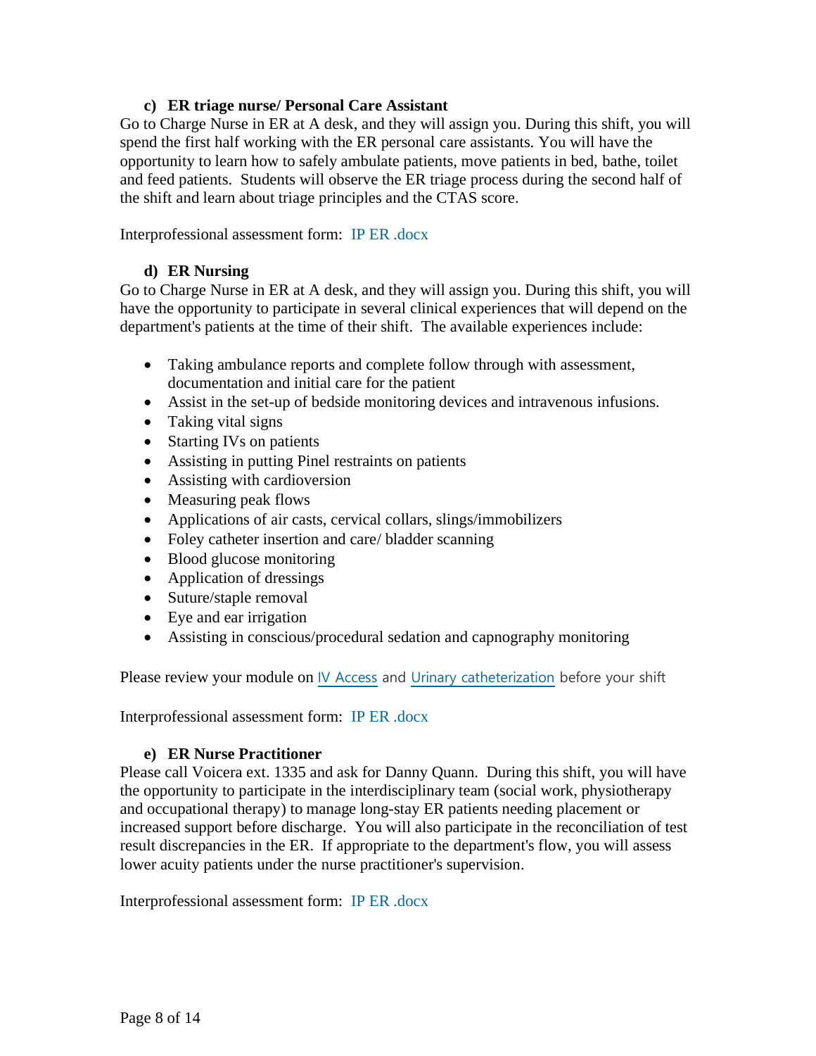### c) ER triage nurse/ Personal Care Assistant

Go to Charge Nurse in ER at A desk, and they will assign you. During this shift, you will spend the first half working with the ER personal care assistants. You will have the opportunity to learn how to safely ambulate patients, move patients in bed, bathe, toilet and feed patients. Students will observe the ER triage process during the second half of the shift and learn about triage principles and the CTAS score.

Interprofessional assessment form: IP ER .docx

### d) ER Nursing

Go to Charge Nurse in ER at A desk, and they will assign you. During this shift, you will have the opportunity to participate in several clinical experiences that will depend on the department's patients at the time of their shift. The available experiences include:

- Taking ambulance reports and complete follow through with assessment, documentation and initial care for the patient
- Assist in the set-up of bedside monitoring devices and intravenous infusions.
- Taking vital signs
- Starting IVs on patients
- Assisting in putting Pinel restraints on patients
- Assisting with cardioversion
- Measuring peak flows
- Applications of air casts, cervical collars, slings/immobilizers
- Foley catheter insertion and care/ bladder scanning
- Blood glucose monitoring
- Application of dressings
- Suture/staple removal
- Eye and ear irrigation
- Assisting in conscious/procedural sedation and capnography monitoring

Please review your module on IV Access and Urinary catheterization before your shift

Interprofessional assessment form: IP ER .docx

### e) ER Nurse Practitioner

Please call Voicera ext. 1335 and ask for Danny Quann. During this shift, you will have the opportunity to participate in the interdisciplinary team (social work, physiotherapy and occupational therapy) to manage long-stay ER patients needing placement or increased support before discharge. You will also participate in the reconciliation of test result discrepancies in the ER. If appropriate to the department's flow, you will assess lower acuity patients under the nurse practitioner's supervision.

Interprofessional assessment form: IP ER .docx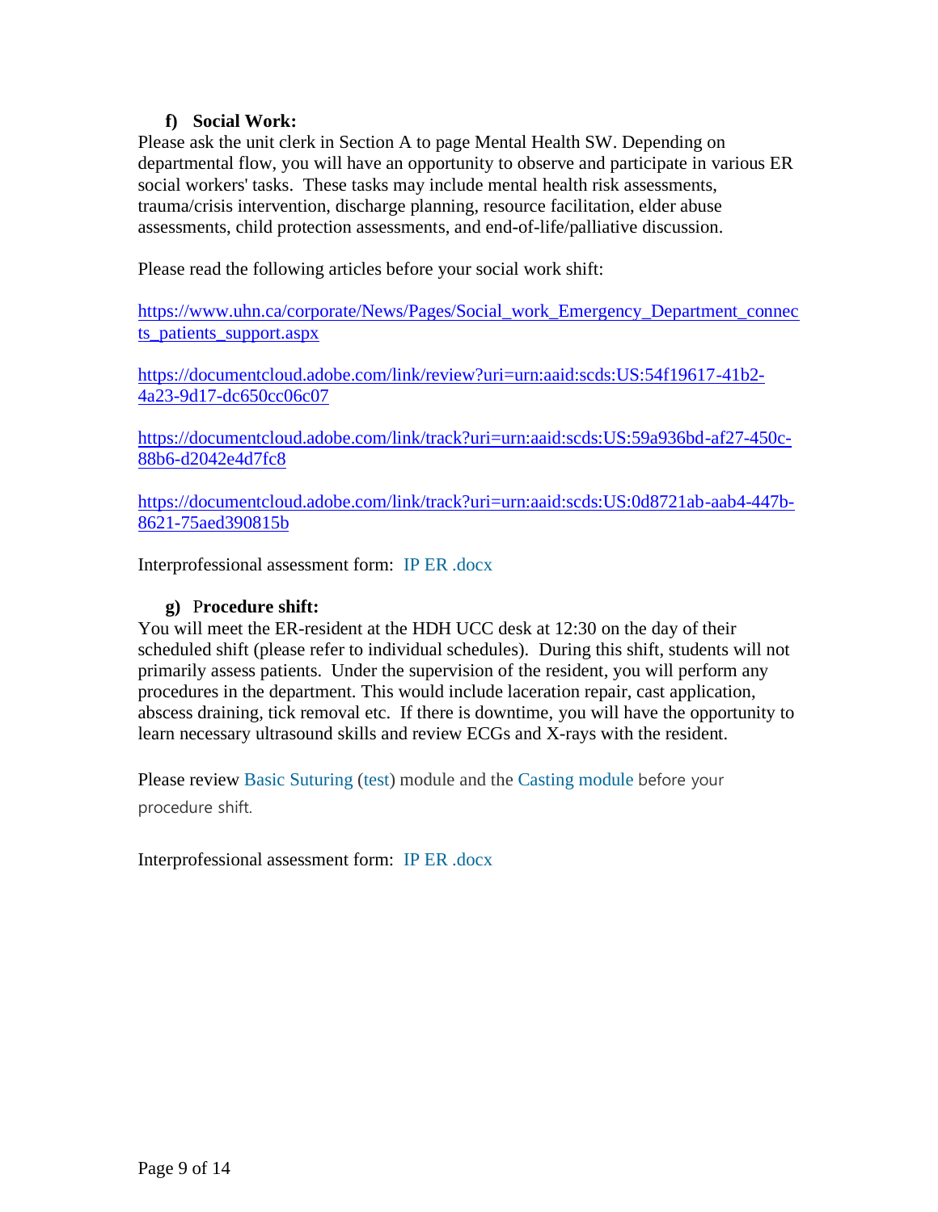**f) Social Work:**

Please ask the unit clerk in Section A to page Mental Health SW. Depending on departmental flow, you will have an opportunity to observe and participate in various ER social workers' tasks. These tasks may include mental health risk assessments, trauma/crisis intervention, discharge planning, resource facilitation, elder abuse assessments, child protection assessments, and end-of-life/palliative discussion.

Please read the following articles before your social work shift:

https://www.uhn.ca/corporate/News/Pages/Social_work_Emergency_Department_connects_patients_support.aspx

https://documentcloud.adobe.com/link/review?uri=urn:aaid:scds:US:54f19617-41b2-4a23-9d17-dc650cc06c07

https://documentcloud.adobe.com/link/track?uri=urn:aaid:scds:US:59a936bd-af27-450c-88b6-d2042e4d7fc8

https://documentcloud.adobe.com/link/track?uri=urn:aaid:scds:US:0d8721ab-aab4-447b-8621-75aed390815b

Interprofessional assessment form: IP ER .docx

**g) Procedure shift:**

You will meet the ER-resident at the HDH UCC desk at 12:30 on the day of their scheduled shift (please refer to individual schedules). During this shift, students will not primarily assess patients. Under the supervision of the resident, you will perform any procedures in the department. This would include laceration repair, cast application, abscess draining, tick removal etc. If there is downtime, you will have the opportunity to learn necessary ultrasound skills and review ECGs and X-rays with the resident.

Please review Basic Suturing (test) module and the Casting module before your procedure shift.

Interprofessional assessment form: IP ER .docx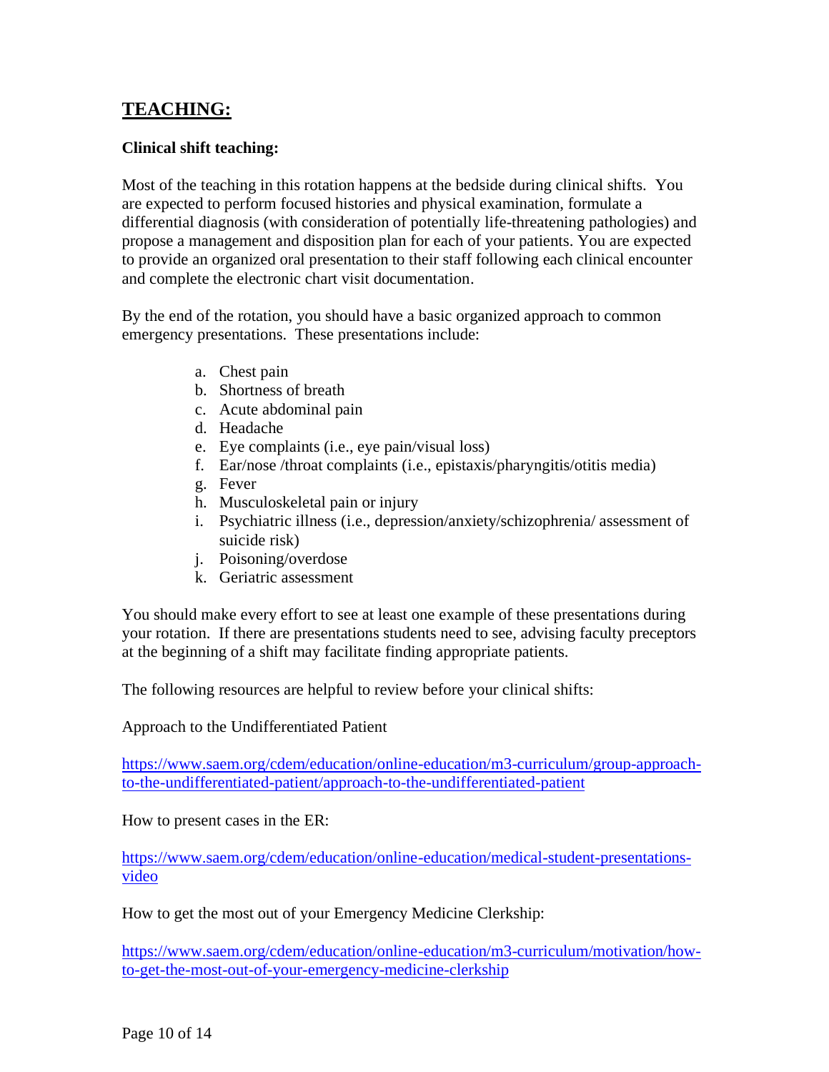## TEACHING:

**Clinical shift teaching:**

Most of the teaching in this rotation happens at the bedside during clinical shifts. You are expected to perform focused histories and physical examination, formulate a differential diagnosis (with consideration of potentially life-threatening pathologies) and propose a management and disposition plan for each of your patients. You are expected to provide an organized oral presentation to their staff following each clinical encounter and complete the electronic chart visit documentation.

By the end of the rotation, you should have a basic organized approach to common emergency presentations. These presentations include:

a. Chest pain
b. Shortness of breath
c. Acute abdominal pain
d. Headache
e. Eye complaints (i.e., eye pain/visual loss)
f. Ear/nose /throat complaints (i.e., epistaxis/pharyngitis/otitis media)
g. Fever
h. Musculoskeletal pain or injury
i. Psychiatric illness (i.e., depression/anxiety/schizophrenia/ assessment of suicide risk)
j. Poisoning/overdose
k. Geriatric assessment

You should make every effort to see at least one example of these presentations during your rotation. If there are presentations students need to see, advising faculty preceptors at the beginning of a shift may facilitate finding appropriate patients.

The following resources are helpful to review before your clinical shifts:

Approach to the Undifferentiated Patient

https://www.saem.org/cdem/education/online-education/m3-curriculum/group-approach-to-the-undifferentiated-patient/approach-to-the-undifferentiated-patient

How to present cases in the ER:

https://www.saem.org/cdem/education/online-education/medical-student-presentations-video

How to get the most out of your Emergency Medicine Clerkship:

https://www.saem.org/cdem/education/online-education/m3-curriculum/motivation/how-to-get-the-most-out-of-your-emergency-medicine-clerkship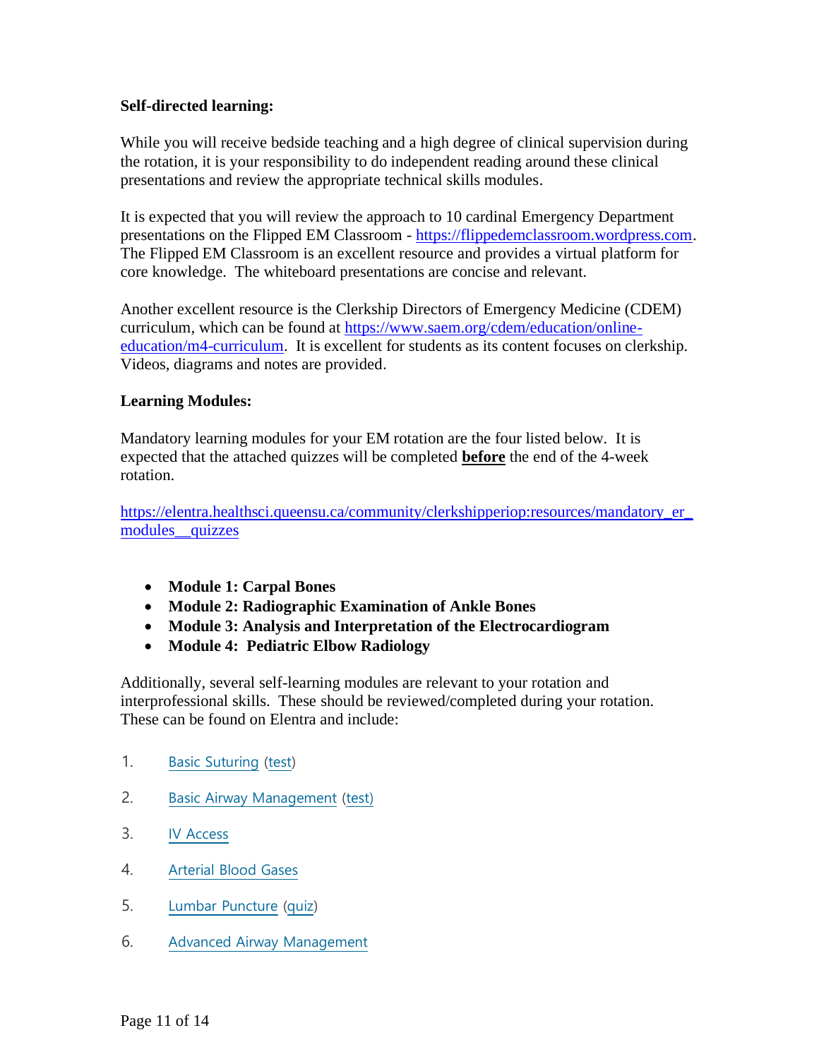**Self-directed learning:**

While you will receive bedside teaching and a high degree of clinical supervision during the rotation, it is your responsibility to do independent reading around these clinical presentations and review the appropriate technical skills modules.

It is expected that you will review the approach to 10 cardinal Emergency Department presentations on the Flipped EM Classroom - https://flippedemclassroom.wordpress.com. The Flipped EM Classroom is an excellent resource and provides a virtual platform for core knowledge. The whiteboard presentations are concise and relevant.

Another excellent resource is the Clerkship Directors of Emergency Medicine (CDEM) curriculum, which can be found at https://www.saem.org/cdem/education/online-education/m4-curriculum. It is excellent for students as its content focuses on clerkship. Videos, diagrams and notes are provided.

**Learning Modules:**

Mandatory learning modules for your EM rotation are the four listed below. It is expected that the attached quizzes will be completed **before** the end of the 4-week rotation.

https://elentra.healthsci.queensu.ca/community/clerkshipperiop:resources/mandatory_er_modules__quizzes

- **Module 1: Carpal Bones**
- **Module 2: Radiographic Examination of Ankle Bones**
- **Module 3: Analysis and Interpretation of the Electrocardiogram**
- **Module 4: Pediatric Elbow Radiology**

Additionally, several self-learning modules are relevant to your rotation and interprofessional skills. These should be reviewed/completed during your rotation. These can be found on Elentra and include:

1. Basic Suturing (test)
2. Basic Airway Management (test)
3. IV Access
4. Arterial Blood Gases
5. Lumbar Puncture (quiz)
6. Advanced Airway Management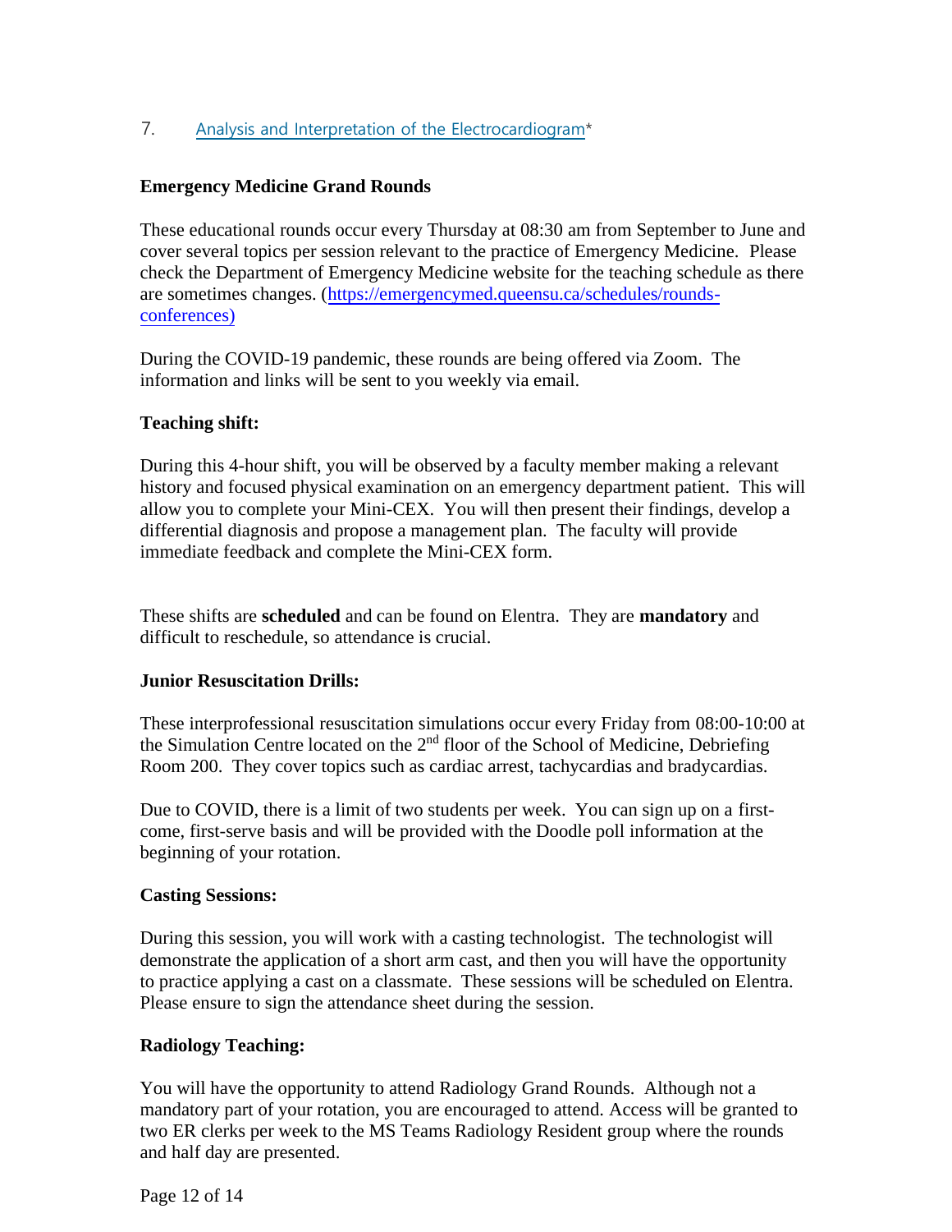7. [Analysis and Interpretation of the Electrocardiogram]*

**Emergency Medicine Grand Rounds**

These educational rounds occur every Thursday at 08:30 am from September to June and cover several topics per session relevant to the practice of Emergency Medicine. Please check the Department of Emergency Medicine website for the teaching schedule as there are sometimes changes. (https://emergencymed.queensu.ca/schedules/rounds-conferences)

During the COVID-19 pandemic, these rounds are being offered via Zoom. The information and links will be sent to you weekly via email.

**Teaching shift:**

During this 4-hour shift, you will be observed by a faculty member making a relevant history and focused physical examination on an emergency department patient. This will allow you to complete your Mini-CEX. You will then present their findings, develop a differential diagnosis and propose a management plan. The faculty will provide immediate feedback and complete the Mini-CEX form.

These shifts are **scheduled** and can be found on Elentra. They are **mandatory** and difficult to reschedule, so attendance is crucial.

**Junior Resuscitation Drills:**

These interprofessional resuscitation simulations occur every Friday from 08:00-10:00 at the Simulation Centre located on the 2nd floor of the School of Medicine, Debriefing Room 200. They cover topics such as cardiac arrest, tachycardias and bradycardias.

Due to COVID, there is a limit of two students per week. You can sign up on a first-come, first-serve basis and will be provided with the Doodle poll information at the beginning of your rotation.

**Casting Sessions:**

During this session, you will work with a casting technologist. The technologist will demonstrate the application of a short arm cast, and then you will have the opportunity to practice applying a cast on a classmate. These sessions will be scheduled on Elentra. Please ensure to sign the attendance sheet during the session.

**Radiology Teaching:**

You will have the opportunity to attend Radiology Grand Rounds. Although not a mandatory part of your rotation, you are encouraged to attend. Access will be granted to two ER clerks per week to the MS Teams Radiology Resident group where the rounds and half day are presented.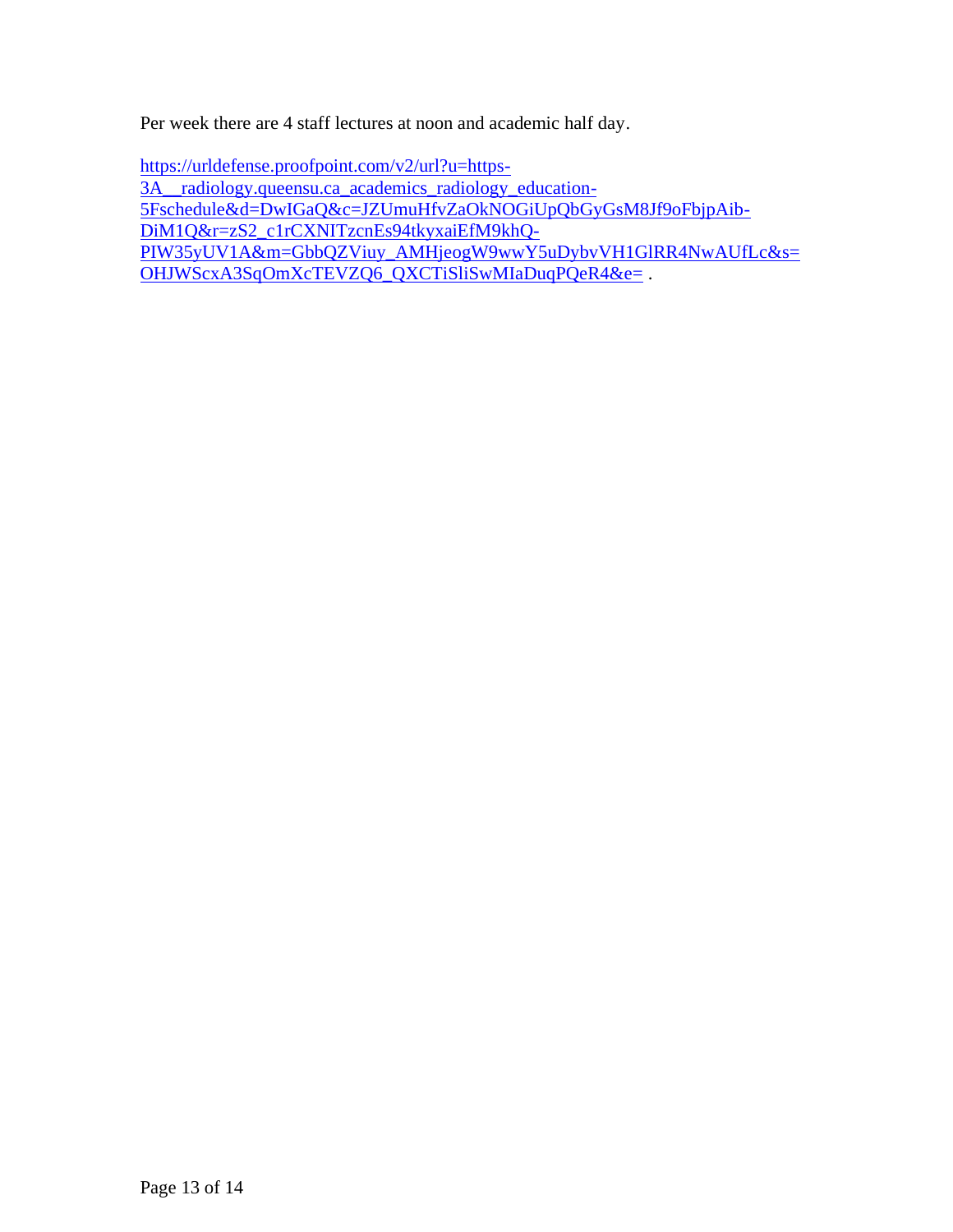Per week there are 4 staff lectures at noon and academic half day.

https://urldefense.proofpoint.com/v2/url?u=https-3A__radiology.queensu.ca_academics_radiology_education-5Fschedule&d=DwIGaQ&c=JZUmuHfvZaOkNOGiUpQbGyGsM8Jf9oFbjpAib-DiM1Q&r=zS2_c1rCXNITzcnEs94tkyxaiEfM9khQ-PIW35yUV1A&m=GbbQZViuy_AMHjeogW9wwY5uDybvVH1GlRR4NwAUfLc&s=OHJWScxA3SqOmXcTEVZQ6_QXCTiSliSwMIaDuqPQeR4&e= .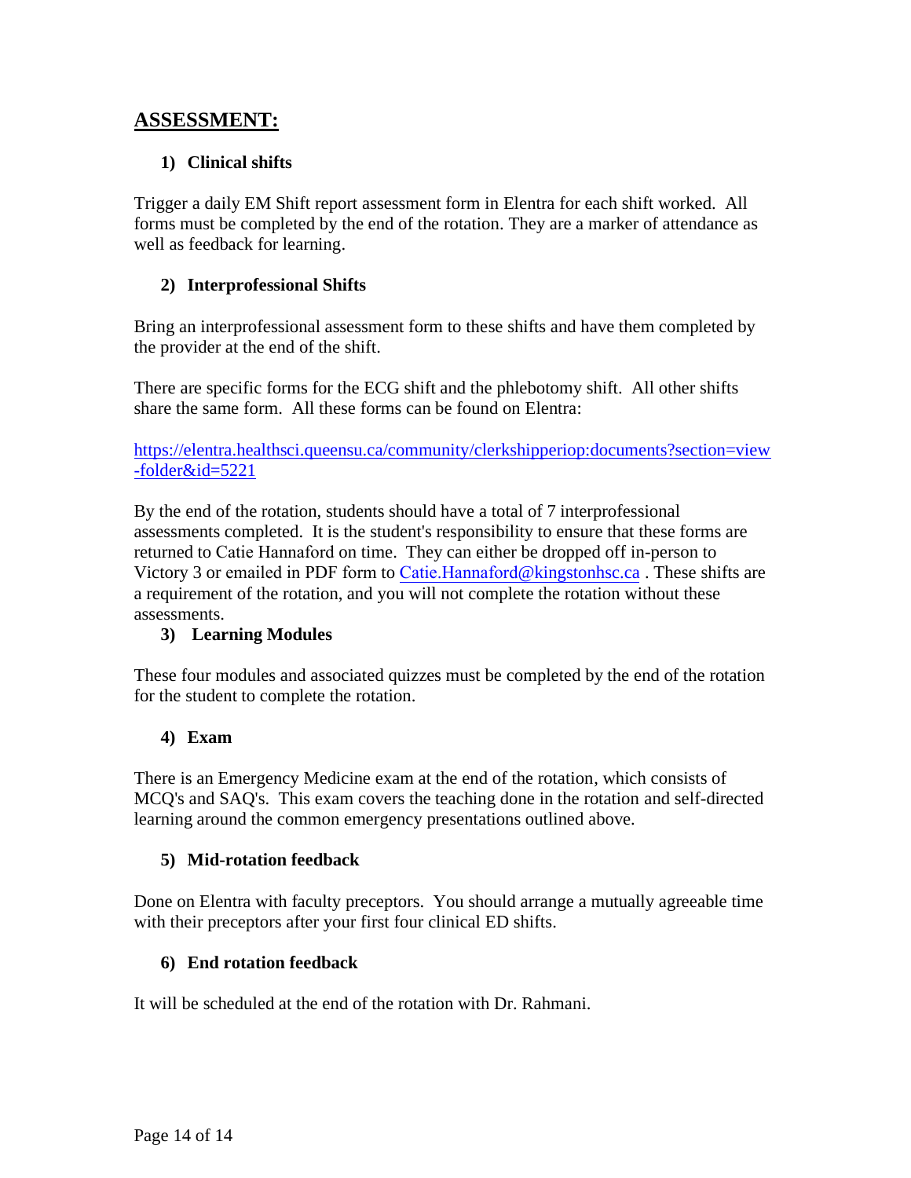## ASSESSMENT:

### 1) Clinical shifts

Trigger a daily EM Shift report assessment form in Elentra for each shift worked. All forms must be completed by the end of the rotation. They are a marker of attendance as well as feedback for learning.

### 2) Interprofessional Shifts

Bring an interprofessional assessment form to these shifts and have them completed by the provider at the end of the shift.

There are specific forms for the ECG shift and the phlebotomy shift. All other shifts share the same form. All these forms can be found on Elentra:

https://elentra.healthsci.queensu.ca/community/clerkshipperiop:documents?section=view-folder&id=5221

By the end of the rotation, students should have a total of 7 interprofessional assessments completed. It is the student's responsibility to ensure that these forms are returned to Catie Hannaford on time. They can either be dropped off in-person to Victory 3 or emailed in PDF form to Catie.Hannaford@kingstonhsc.ca . These shifts are a requirement of the rotation, and you will not complete the rotation without these assessments.

### 3) Learning Modules

These four modules and associated quizzes must be completed by the end of the rotation for the student to complete the rotation.

### 4) Exam

There is an Emergency Medicine exam at the end of the rotation, which consists of MCQ's and SAQ's. This exam covers the teaching done in the rotation and self-directed learning around the common emergency presentations outlined above.

### 5) Mid-rotation feedback

Done on Elentra with faculty preceptors. You should arrange a mutually agreeable time with their preceptors after your first four clinical ED shifts.

### 6) End rotation feedback

It will be scheduled at the end of the rotation with Dr. Rahmani.